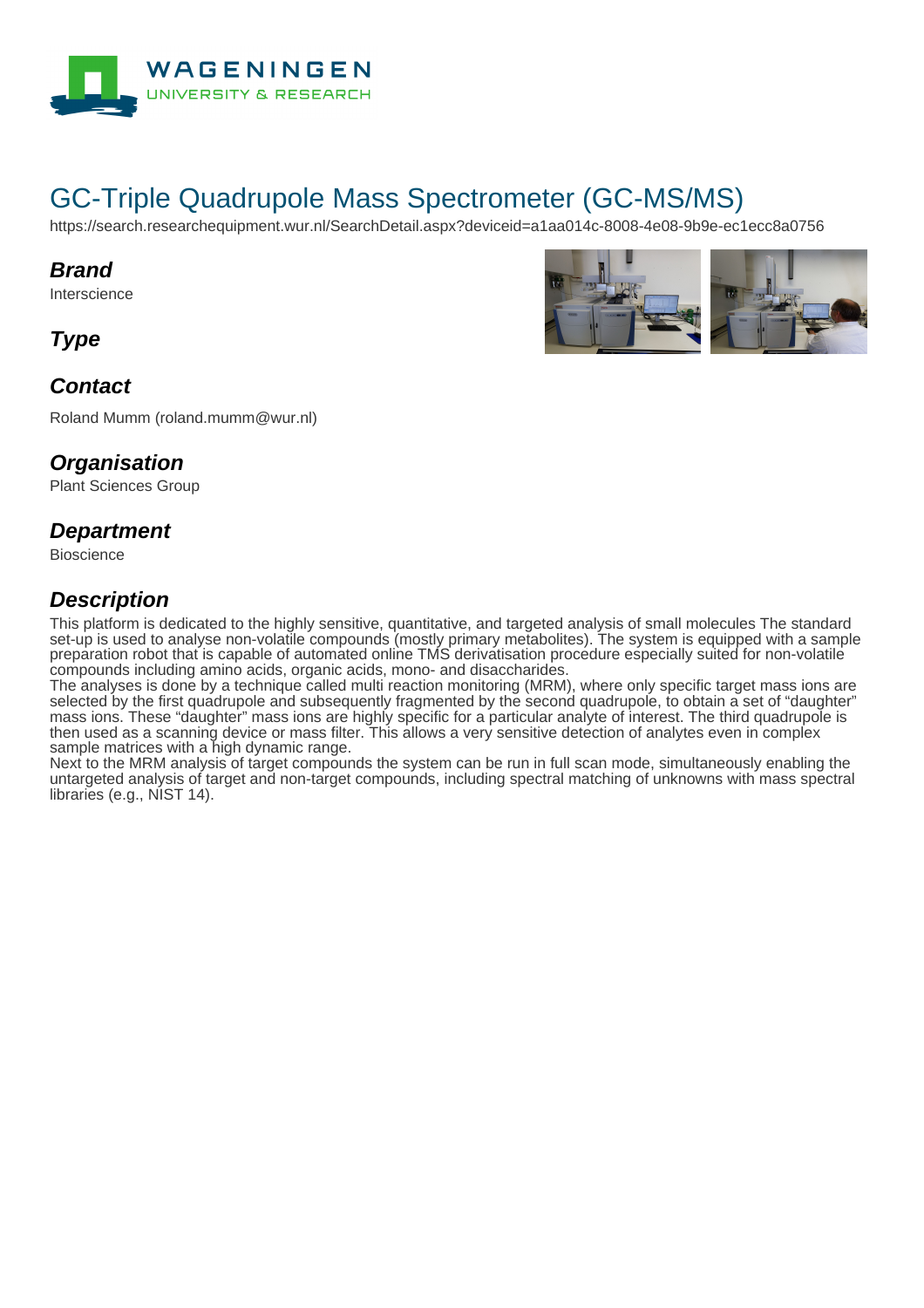# GC-Triple Quadrupole Mass Spectrometer (GC-MS/MS)

https://search.researchequipment.wur.nl/SearchDetail.aspx?deviceid=a1aa014c-8008-4e08-9b9e-ec1ecc8a0756

## Brand

Interscience

## Type

## Contact

Roland Mumm (roland.mumm@wur.nl)

## Organisation

Plant Sciences Group

## Department

Bioscience

## Description

This platform is dedicated to the highly sensitive, quantitative, and targeted analysis of small molecules The standard set-up is used to analyse non-volatile compounds (mostly primary metabolites). The system is equipped with a sample preparation robot that is capable of automated online TMS derivatisation procedure especially suited for non-volatile compounds including amino acids, organic acids, mono- and disaccharides.

The analyses is done by a technique called multi reaction monitoring (MRM), where only specific target mass ions are selected by the first quadrupole and subsequently fragmented by the second quadrupole, to obtain a set of "daughter" mass ions. These "daughter" mass ions are highly specific for a particular analyte of interest. The third quadrupole is then used as a scanning device or mass filter. This allows a very sensitive detection of analytes even in complex sample matrices with a high dynamic range.

Next to the MRM analysis of target compounds the system can be run in full scan mode, simultaneously enabling the untargeted analysis of target and non-target compounds, including spectral matching of unknowns with mass spectral libraries (e.g., NIST 14).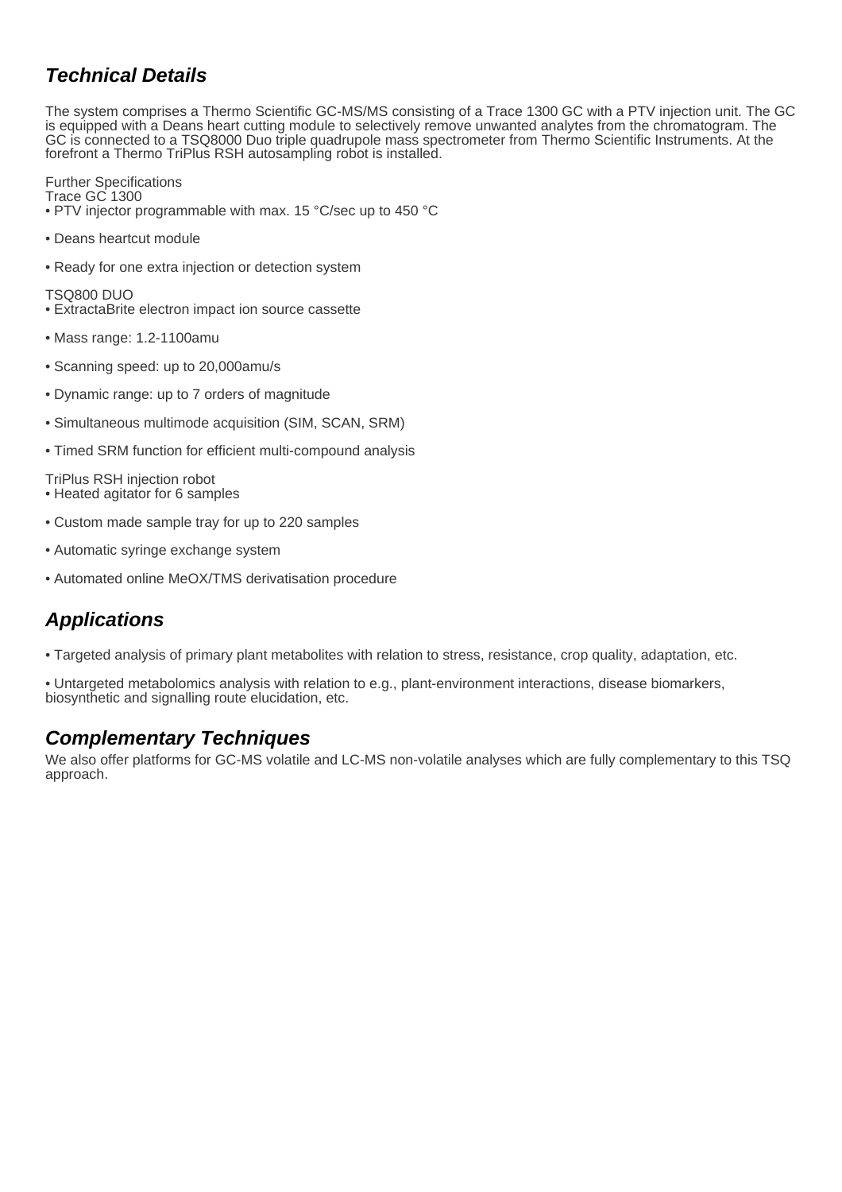## ***Technical Details***

The system comprises a Thermo Scientific GC-MS/MS consisting of a Trace 1300 GC with a PTV injection unit. The GC is equipped with a Deans heart cutting module to selectively remove unwanted analytes from the chromatogram. The GC is connected to a TSQ8000 Duo triple quadrupole mass spectrometer from Thermo Scientific Instruments. At the forefront a Thermo TriPlus RSH autosampling robot is installed.

Further Specifications
Trace GC 1300

- PTV injector programmable with max. 15 °C/sec up to 450 °C
- Deans heartcut module
- Ready for one extra injection or detection system

TSQ800 DUO

- ExtractaBrite electron impact ion source cassette
- Mass range: 1.2-1100amu
- Scanning speed: up to 20,000amu/s
- Dynamic range: up to 7 orders of magnitude
- Simultaneous multimode acquisition (SIM, SCAN, SRM)
- Timed SRM function for efficient multi-compound analysis

TriPlus RSH injection robot

- Heated agitator for 6 samples
- Custom made sample tray for up to 220 samples
- Automatic syringe exchange system
- Automated online MeOX/TMS derivatisation procedure

## ***Applications***

- Targeted analysis of primary plant metabolites with relation to stress, resistance, crop quality, adaptation, etc.
- Untargeted metabolomics analysis with relation to e.g., plant-environment interactions, disease biomarkers, biosynthetic and signalling route elucidation, etc.

## ***Complementary Techniques***

We also offer platforms for GC-MS volatile and LC-MS non-volatile analyses which are fully complementary to this TSQ approach.